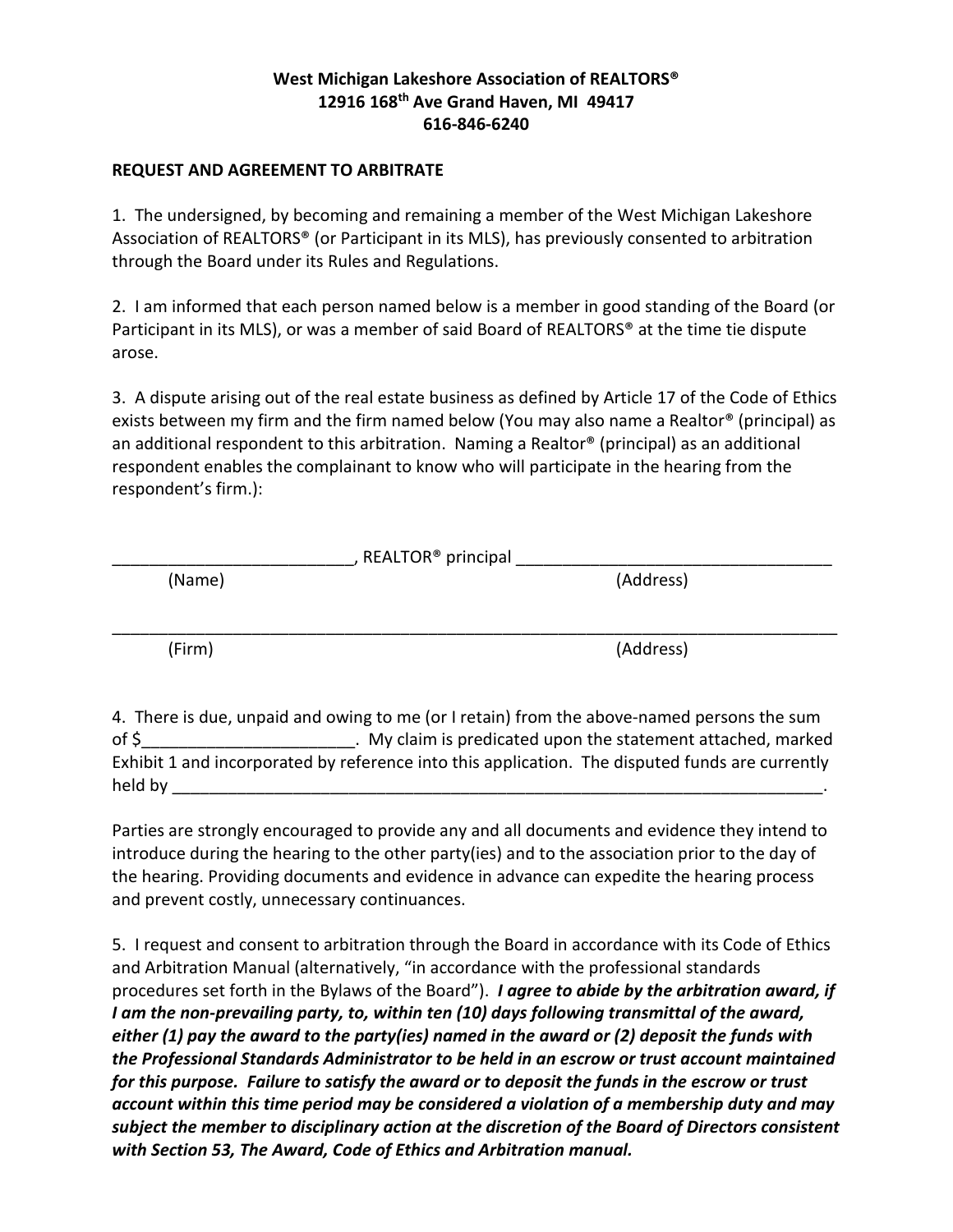**West Michigan Lakeshore Association of REALTORS®**
**12916 168th Ave Grand Haven, MI 49417**
**616-846-6240**

**REQUEST AND AGREEMENT TO ARBITRATE**

1. The undersigned, by becoming and remaining a member of the West Michigan Lakeshore Association of REALTORS® (or Participant in its MLS), has previously consented to arbitration through the Board under its Rules and Regulations.

2. I am informed that each person named below is a member in good standing of the Board (or Participant in its MLS), or was a member of said Board of REALTORS® at the time tie dispute arose.

3. A dispute arising out of the real estate business as defined by Article 17 of the Code of Ethics exists between my firm and the firm named below (You may also name a Realtor® (principal) as an additional respondent to this arbitration. Naming a Realtor® (principal) as an additional respondent enables the complainant to know who will participate in the hearing from the respondent's firm.):

__________________________, REALTOR® principal __________________________________
(Name) (Address)

________________________________________________________________________________
(Firm) (Address)

4. There is due, unpaid and owing to me (or I retain) from the above-named persons the sum of $______________________. My claim is predicated upon the statement attached, marked Exhibit 1 and incorporated by reference into this application. The disputed funds are currently held by _________________________________________________________________________.

Parties are strongly encouraged to provide any and all documents and evidence they intend to introduce during the hearing to the other party(ies) and to the association prior to the day of the hearing. Providing documents and evidence in advance can expedite the hearing process and prevent costly, unnecessary continuances.

5. I request and consent to arbitration through the Board in accordance with its Code of Ethics and Arbitration Manual (alternatively, "in accordance with the professional standards procedures set forth in the Bylaws of the Board"). ***I agree to abide by the arbitration award, if I am the non-prevailing party, to, within ten (10) days following transmittal of the award, either (1) pay the award to the party(ies) named in the award or (2) deposit the funds with the Professional Standards Administrator to be held in an escrow or trust account maintained for this purpose. Failure to satisfy the award or to deposit the funds in the escrow or trust account within this time period may be considered a violation of a membership duty and may subject the member to disciplinary action at the discretion of the Board of Directors consistent with Section 53, The Award, Code of Ethics and Arbitration manual.***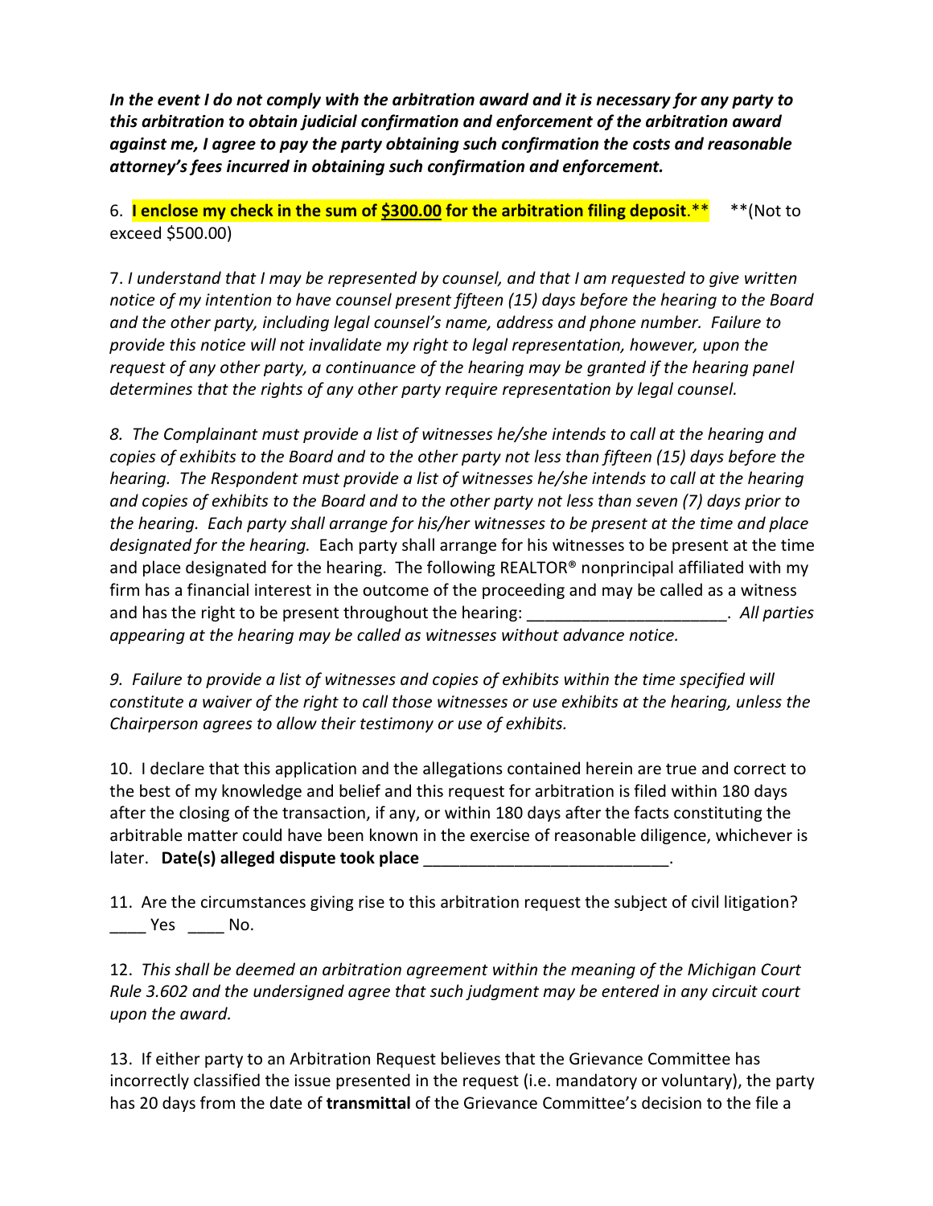***In the event I do not comply with the arbitration award and it is necessary for any party to this arbitration to obtain judicial confirmation and enforcement of the arbitration award against me, I agree to pay the party obtaining such confirmation the costs and reasonable attorney's fees incurred in obtaining such confirmation and enforcement.***

6. **I enclose my check in the sum of <u>$300.00</u> for the arbitration filing deposit**.\*\* \*\*(Not to exceed $500.00)

7. *I understand that I may be represented by counsel, and that I am requested to give written notice of my intention to have counsel present fifteen (15) days before the hearing to the Board and the other party, including legal counsel's name, address and phone number. Failure to provide this notice will not invalidate my right to legal representation, however, upon the request of any other party, a continuance of the hearing may be granted if the hearing panel determines that the rights of any other party require representation by legal counsel.*

*8. The Complainant must provide a list of witnesses he/she intends to call at the hearing and copies of exhibits to the Board and to the other party not less than fifteen (15) days before the hearing. The Respondent must provide a list of witnesses he/she intends to call at the hearing and copies of exhibits to the Board and to the other party not less than seven (7) days prior to the hearing. Each party shall arrange for his/her witnesses to be present at the time and place designated for the hearing.* Each party shall arrange for his witnesses to be present at the time and place designated for the hearing. The following REALTOR® nonprincipal affiliated with my firm has a financial interest in the outcome of the proceeding and may be called as a witness and has the right to be present throughout the hearing: ______________________. *All parties appearing at the hearing may be called as witnesses without advance notice.*

*9. Failure to provide a list of witnesses and copies of exhibits within the time specified will constitute a waiver of the right to call those witnesses or use exhibits at the hearing, unless the Chairperson agrees to allow their testimony or use of exhibits.*

10. I declare that this application and the allegations contained herein are true and correct to the best of my knowledge and belief and this request for arbitration is filed within 180 days after the closing of the transaction, if any, or within 180 days after the facts constituting the arbitrable matter could have been known in the exercise of reasonable diligence, whichever is later. **Date(s) alleged dispute took place** ___________________________.

11. Are the circumstances giving rise to this arbitration request the subject of civil litigation? ____ Yes ____ No.

12. *This shall be deemed an arbitration agreement within the meaning of the Michigan Court Rule 3.602 and the undersigned agree that such judgment may be entered in any circuit court upon the award.*

13. If either party to an Arbitration Request believes that the Grievance Committee has incorrectly classified the issue presented in the request (i.e. mandatory or voluntary), the party has 20 days from the date of **transmittal** of the Grievance Committee's decision to the file a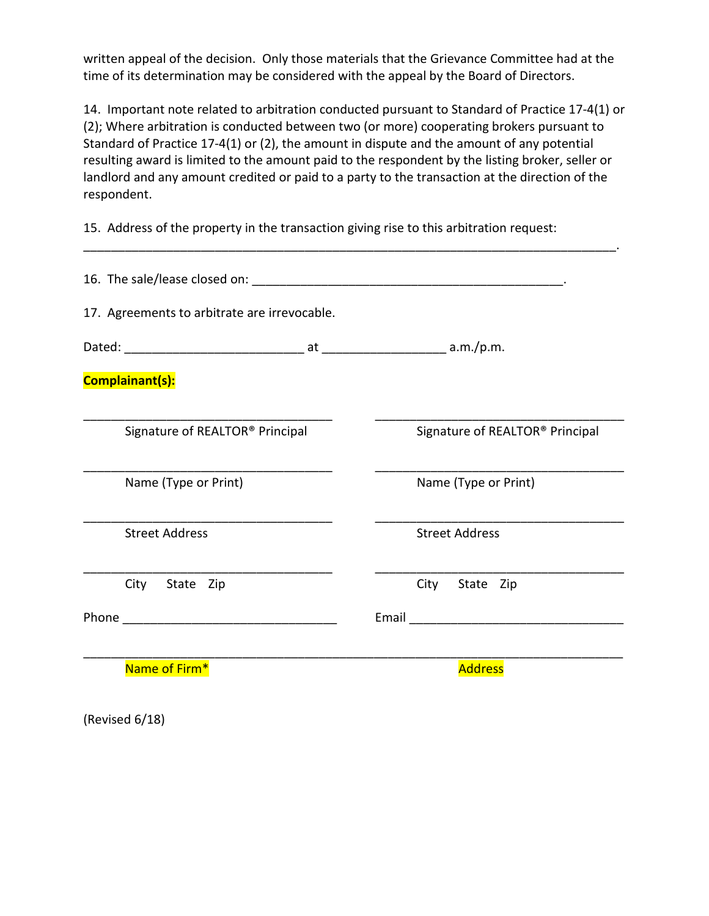written appeal of the decision. Only those materials that the Grievance Committee had at the time of its determination may be considered with the appeal by the Board of Directors.

14. Important note related to arbitration conducted pursuant to Standard of Practice 17-4(1) or (2); Where arbitration is conducted between two (or more) cooperating brokers pursuant to Standard of Practice 17-4(1) or (2), the amount in dispute and the amount of any potential resulting award is limited to the amount paid to the respondent by the listing broker, seller or landlord and any amount credited or paid to a party to the transaction at the direction of the respondent.

15. Address of the property in the transaction giving rise to this arbitration request:
\_\_\_\_\_\_\_\_\_\_\_\_\_\_\_\_\_\_\_\_\_\_\_\_\_\_\_\_\_\_\_\_\_\_\_\_\_\_\_\_\_\_\_\_\_\_\_\_\_\_\_\_\_\_\_\_\_\_\_\_\_\_\_\_\_\_\_\_\_\_\_\_\_\_\_\_.

16. The sale/lease closed on: \_\_\_\_\_\_\_\_\_\_\_\_\_\_\_\_\_\_\_\_\_\_\_\_\_\_\_\_\_\_\_\_\_\_\_\_\_\_\_\_\_\_\_\_\_.

17. Agreements to arbitrate are irrevocable.

Dated: \_\_\_\_\_\_\_\_\_\_\_\_\_\_\_\_\_\_\_\_\_\_\_\_\_ at \_\_\_\_\_\_\_\_\_\_\_\_\_\_\_\_\_\_ a.m./p.m.

**Complainant(s):**

| | |
|---|---|
| \_\_\_\_\_\_\_\_\_\_\_\_\_\_\_\_\_\_\_\_\_\_\_\_\_\_\_\_\_\_\_\_\_\_\_\_ | \_\_\_\_\_\_\_\_\_\_\_\_\_\_\_\_\_\_\_\_\_\_\_\_\_\_\_\_\_\_\_\_\_\_\_\_ |
| Signature of REALTOR® Principal | Signature of REALTOR® Principal |
| \_\_\_\_\_\_\_\_\_\_\_\_\_\_\_\_\_\_\_\_\_\_\_\_\_\_\_\_\_\_\_\_\_\_\_\_ | \_\_\_\_\_\_\_\_\_\_\_\_\_\_\_\_\_\_\_\_\_\_\_\_\_\_\_\_\_\_\_\_\_\_\_\_ |
| Name (Type or Print) | Name (Type or Print) |
| \_\_\_\_\_\_\_\_\_\_\_\_\_\_\_\_\_\_\_\_\_\_\_\_\_\_\_\_\_\_\_\_\_\_\_\_ | \_\_\_\_\_\_\_\_\_\_\_\_\_\_\_\_\_\_\_\_\_\_\_\_\_\_\_\_\_\_\_\_\_\_\_\_ |
| Street Address | Street Address |
| \_\_\_\_\_\_\_\_\_\_\_\_\_\_\_\_\_\_\_\_\_\_\_\_\_\_\_\_\_\_\_\_\_\_\_\_ | \_\_\_\_\_\_\_\_\_\_\_\_\_\_\_\_\_\_\_\_\_\_\_\_\_\_\_\_\_\_\_\_\_\_\_\_ |
| City State Zip | City State Zip |
| Phone \_\_\_\_\_\_\_\_\_\_\_\_\_\_\_\_\_\_\_\_\_\_\_\_\_\_\_\_\_\_ | Email \_\_\_\_\_\_\_\_\_\_\_\_\_\_\_\_\_\_\_\_\_\_\_\_\_\_\_\_\_\_ |

\_\_\_\_\_\_\_\_\_\_\_\_\_\_\_\_\_\_\_\_\_\_\_\_\_\_\_\_\_\_\_\_\_\_\_\_\_\_\_\_\_\_\_\_\_\_\_\_\_\_\_\_\_\_\_\_\_\_\_\_\_\_\_\_\_\_\_\_\_\_\_\_\_\_\_\_

Name of Firm* Address

(Revised 6/18)